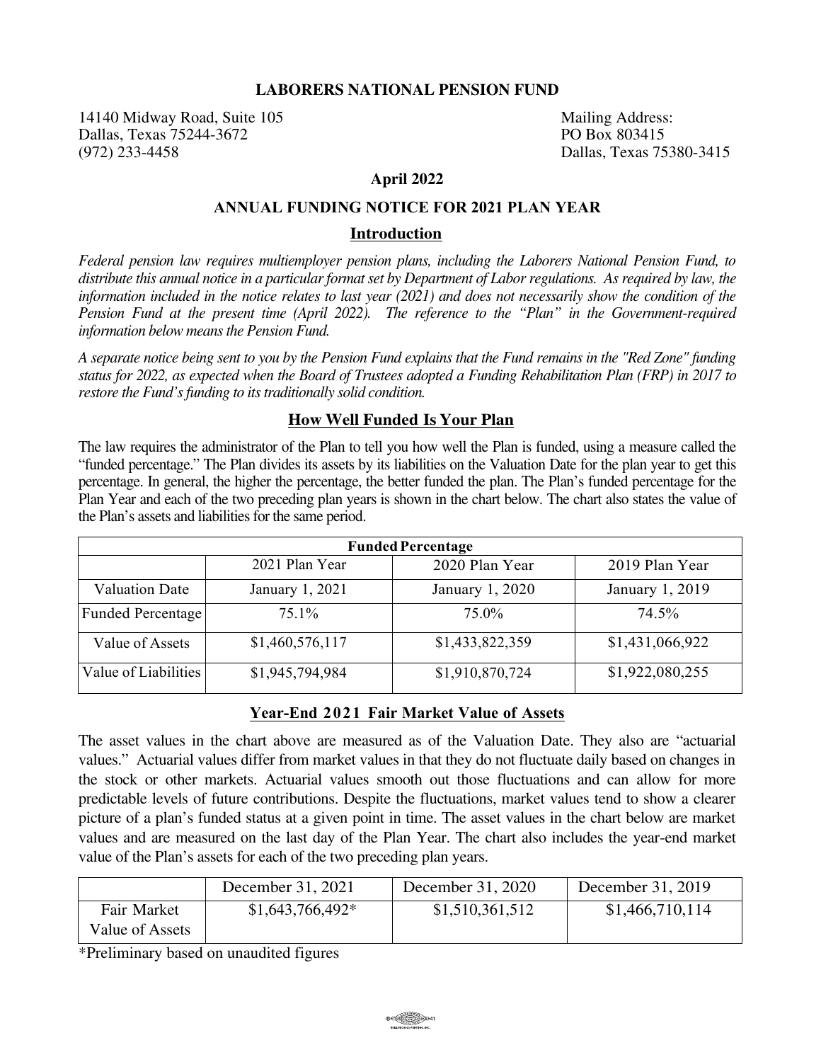# LABORERS NATIONAL PENSION FUND

14140 Midway Road, Suite 105
Dallas, Texas 75244-3672
(972) 233-4458

Mailing Address:
PO Box 803415
Dallas, Texas 75380-3415

**April 2022**

## ANNUAL FUNDING NOTICE FOR 2021 PLAN YEAR

### Introduction

*Federal pension law requires multiemployer pension plans, including the Laborers National Pension Fund, to distribute this annual notice in a particular format set by Department of Labor regulations. As required by law, the information included in the notice relates to last year (2021) and does not necessarily show the condition of the Pension Fund at the present time (April 2022). The reference to the "Plan" in the Government-required information below means the Pension Fund.*

*A separate notice being sent to you by the Pension Fund explains that the Fund remains in the "Red Zone" funding status for 2022, as expected when the Board of Trustees adopted a Funding Rehabilitation Plan (FRP) in 2017 to restore the Fund's funding to its traditionally solid condition.*

### How Well Funded Is Your Plan

The law requires the administrator of the Plan to tell you how well the Plan is funded, using a measure called the "funded percentage." The Plan divides its assets by its liabilities on the Valuation Date for the plan year to get this percentage. In general, the higher the percentage, the better funded the plan. The Plan's funded percentage for the Plan Year and each of the two preceding plan years is shown in the chart below. The chart also states the value of the Plan's assets and liabilities for the same period.

| Funded Percentage | | | |
|---|---|---|---|
| | 2021 Plan Year | 2020 Plan Year | 2019 Plan Year |
| Valuation Date | January 1, 2021 | January 1, 2020 | January 1, 2019 |
| Funded Percentage | 75.1% | 75.0% | 74.5% |
| Value of Assets | $1,460,576,117 | $1,433,822,359 | $1,431,066,922 |
| Value of Liabilities | $1,945,794,984 | $1,910,870,724 | $1,922,080,255 |

### Year-End 2021 Fair Market Value of Assets

The asset values in the chart above are measured as of the Valuation Date. They also are "actuarial values." Actuarial values differ from market values in that they do not fluctuate daily based on changes in the stock or other markets. Actuarial values smooth out those fluctuations and can allow for more predictable levels of future contributions. Despite the fluctuations, market values tend to show a clearer picture of a plan's funded status at a given point in time. The asset values in the chart below are market values and are measured on the last day of the Plan Year. The chart also includes the year-end market value of the Plan's assets for each of the two preceding plan years.

| | December 31, 2021 | December 31, 2020 | December 31, 2019 |
|---|---|---|---|
| Fair Market Value of Assets | $1,643,766,492* | $1,510,361,512 | $1,466,710,114 |

*Preliminary based on unaudited figures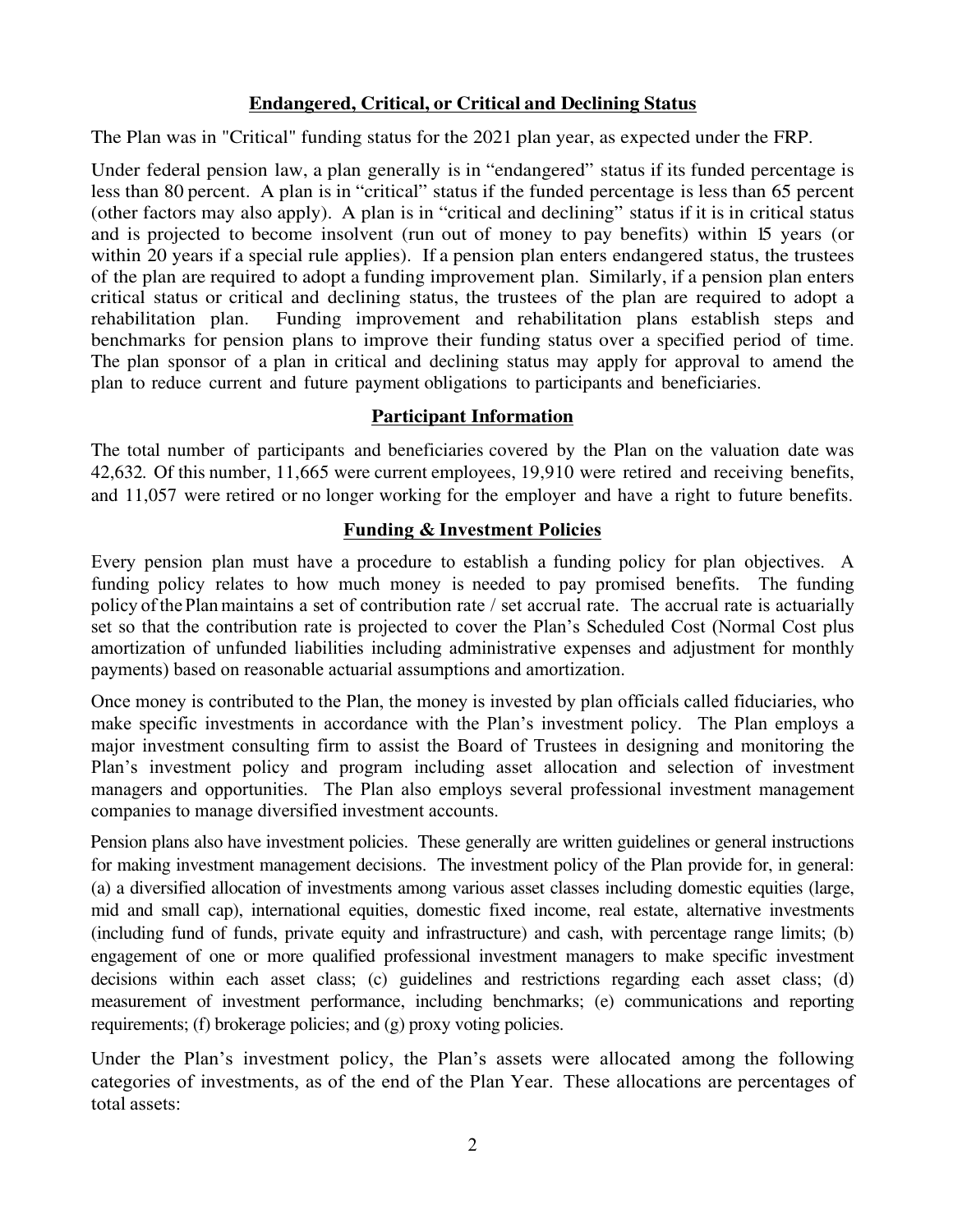## Endangered, Critical, or Critical and Declining Status

The Plan was in "Critical" funding status for the 2021 plan year, as expected under the FRP.

Under federal pension law, a plan generally is in "endangered" status if its funded percentage is less than 80 percent. A plan is in "critical" status if the funded percentage is less than 65 percent (other factors may also apply). A plan is in "critical and declining" status if it is in critical status and is projected to become insolvent (run out of money to pay benefits) within 15 years (or within 20 years if a special rule applies). If a pension plan enters endangered status, the trustees of the plan are required to adopt a funding improvement plan. Similarly, if a pension plan enters critical status or critical and declining status, the trustees of the plan are required to adopt a rehabilitation plan. Funding improvement and rehabilitation plans establish steps and benchmarks for pension plans to improve their funding status over a specified period of time. The plan sponsor of a plan in critical and declining status may apply for approval to amend the plan to reduce current and future payment obligations to participants and beneficiaries.

## Participant Information

The total number of participants and beneficiaries covered by the Plan on the valuation date was 42,632. Of this number, 11,665 were current employees, 19,910 were retired and receiving benefits, and 11,057 were retired or no longer working for the employer and have a right to future benefits.

## Funding & Investment Policies

Every pension plan must have a procedure to establish a funding policy for plan objectives. A funding policy relates to how much money is needed to pay promised benefits. The funding policy of the Plan maintains a set of contribution rate / set accrual rate. The accrual rate is actuarially set so that the contribution rate is projected to cover the Plan's Scheduled Cost (Normal Cost plus amortization of unfunded liabilities including administrative expenses and adjustment for monthly payments) based on reasonable actuarial assumptions and amortization.

Once money is contributed to the Plan, the money is invested by plan officials called fiduciaries, who make specific investments in accordance with the Plan's investment policy. The Plan employs a major investment consulting firm to assist the Board of Trustees in designing and monitoring the Plan's investment policy and program including asset allocation and selection of investment managers and opportunities. The Plan also employs several professional investment management companies to manage diversified investment accounts.

Pension plans also have investment policies. These generally are written guidelines or general instructions for making investment management decisions. The investment policy of the Plan provide for, in general: (a) a diversified allocation of investments among various asset classes including domestic equities (large, mid and small cap), international equities, domestic fixed income, real estate, alternative investments (including fund of funds, private equity and infrastructure) and cash, with percentage range limits; (b) engagement of one or more qualified professional investment managers to make specific investment decisions within each asset class; (c) guidelines and restrictions regarding each asset class; (d) measurement of investment performance, including benchmarks; (e) communications and reporting requirements; (f) brokerage policies; and (g) proxy voting policies.

Under the Plan's investment policy, the Plan's assets were allocated among the following categories of investments, as of the end of the Plan Year. These allocations are percentages of total assets: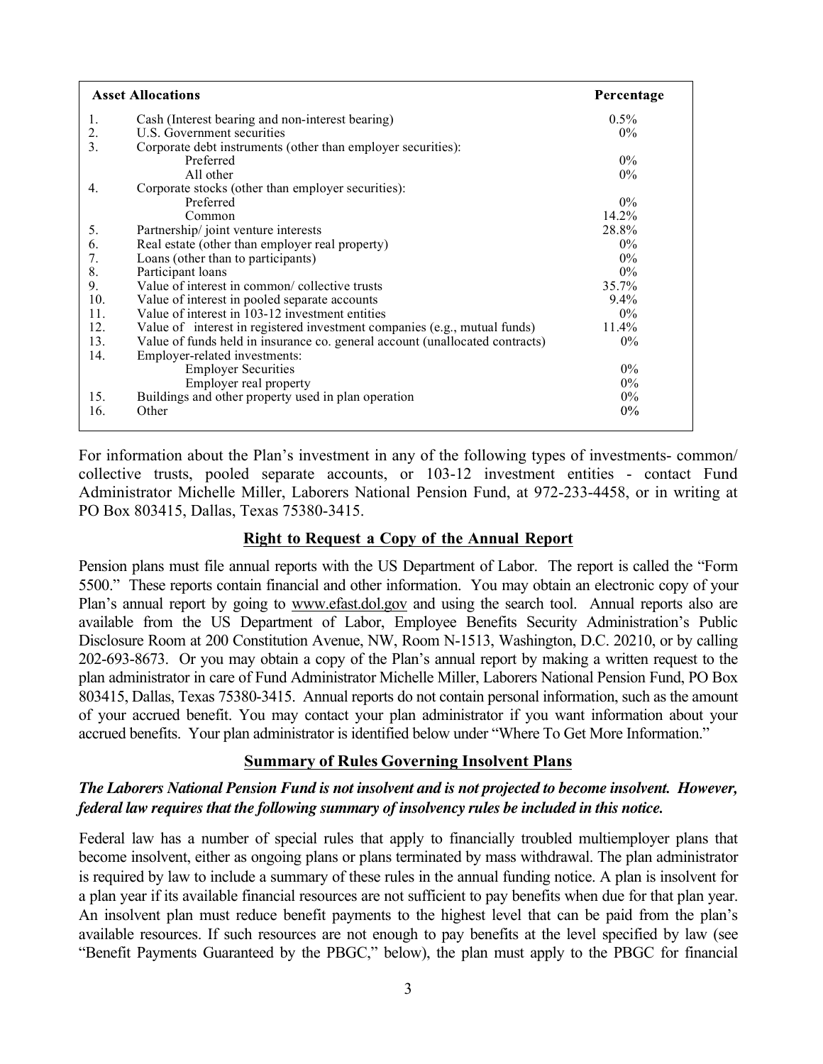| | Asset Allocations | Percentage |
|---|---|---|
| 1. | Cash (Interest bearing and non-interest bearing) | 0.5% |
| 2. | U.S. Government securities | 0% |
| 3. | Corporate debt instruments (other than employer securities): | |
| | Preferred | 0% |
| | All other | 0% |
| 4. | Corporate stocks (other than employer securities): | |
| | Preferred | 0% |
| | Common | 14.2% |
| 5. | Partnership/ joint venture interests | 28.8% |
| 6. | Real estate (other than employer real property) | 0% |
| 7. | Loans (other than to participants) | 0% |
| 8. | Participant loans | 0% |
| 9. | Value of interest in common/ collective trusts | 35.7% |
| 10. | Value of interest in pooled separate accounts | 9.4% |
| 11. | Value of interest in 103-12 investment entities | 0% |
| 12. | Value of interest in registered investment companies (e.g., mutual funds) | 11.4% |
| 13. | Value of funds held in insurance co. general account (unallocated contracts) | 0% |
| 14. | Employer-related investments: | |
| | Employer Securities | 0% |
| | Employer real property | 0% |
| 15. | Buildings and other property used in plan operation | 0% |
| 16. | Other | 0% |

For information about the Plan's investment in any of the following types of investments- common/ collective trusts, pooled separate accounts, or 103-12 investment entities - contact Fund Administrator Michelle Miller, Laborers National Pension Fund, at 972-233-4458, or in writing at PO Box 803415, Dallas, Texas 75380-3415.

## Right to Request a Copy of the Annual Report

Pension plans must file annual reports with the US Department of Labor. The report is called the "Form 5500." These reports contain financial and other information. You may obtain an electronic copy of your Plan's annual report by going to www.efast.dol.gov and using the search tool. Annual reports also are available from the US Department of Labor, Employee Benefits Security Administration's Public Disclosure Room at 200 Constitution Avenue, NW, Room N-1513, Washington, D.C. 20210, or by calling 202-693-8673. Or you may obtain a copy of the Plan's annual report by making a written request to the plan administrator in care of Fund Administrator Michelle Miller, Laborers National Pension Fund, PO Box 803415, Dallas, Texas 75380-3415. Annual reports do not contain personal information, such as the amount of your accrued benefit. You may contact your plan administrator if you want information about your accrued benefits. Your plan administrator is identified below under "Where To Get More Information."

## Summary of Rules Governing Insolvent Plans

***The Laborers National Pension Fund is not insolvent and is not projected to become insolvent. However, federal law requires that the following summary of insolvency rules be included in this notice.***

Federal law has a number of special rules that apply to financially troubled multiemployer plans that become insolvent, either as ongoing plans or plans terminated by mass withdrawal. The plan administrator is required by law to include a summary of these rules in the annual funding notice. A plan is insolvent for a plan year if its available financial resources are not sufficient to pay benefits when due for that plan year. An insolvent plan must reduce benefit payments to the highest level that can be paid from the plan's available resources. If such resources are not enough to pay benefits at the level specified by law (see "Benefit Payments Guaranteed by the PBGC," below), the plan must apply to the PBGC for financial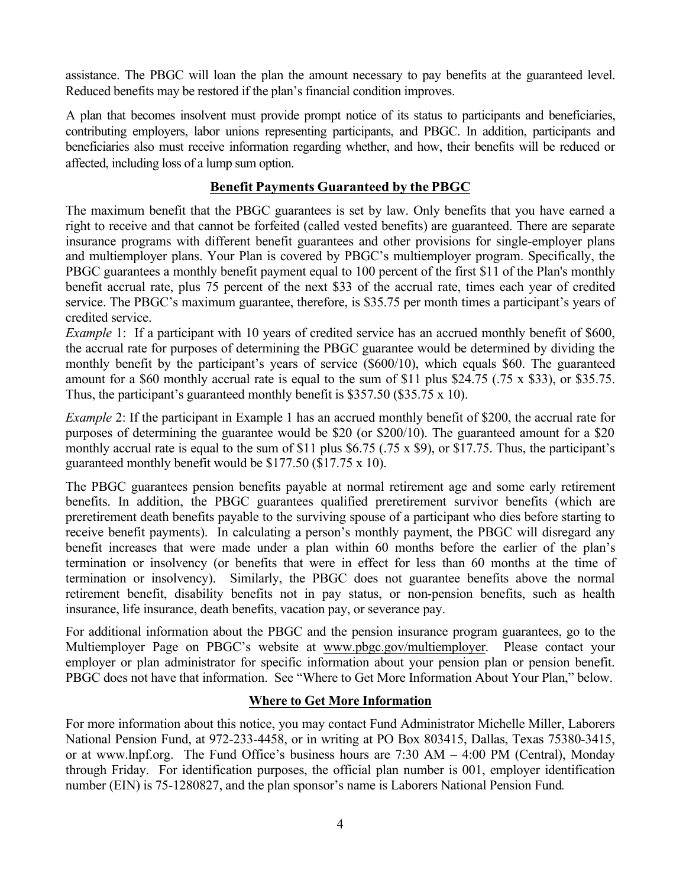assistance. The PBGC will loan the plan the amount necessary to pay benefits at the guaranteed level. Reduced benefits may be restored if the plan's financial condition improves.

A plan that becomes insolvent must provide prompt notice of its status to participants and beneficiaries, contributing employers, labor unions representing participants, and PBGC. In addition, participants and beneficiaries also must receive information regarding whether, and how, their benefits will be reduced or affected, including loss of a lump sum option.

## Benefit Payments Guaranteed by the PBGC

The maximum benefit that the PBGC guarantees is set by law. Only benefits that you have earned a right to receive and that cannot be forfeited (called vested benefits) are guaranteed. There are separate insurance programs with different benefit guarantees and other provisions for single-employer plans and multiemployer plans. Your Plan is covered by PBGC's multiemployer program. Specifically, the PBGC guarantees a monthly benefit payment equal to 100 percent of the first $11 of the Plan's monthly benefit accrual rate, plus 75 percent of the next $33 of the accrual rate, times each year of credited service. The PBGC's maximum guarantee, therefore, is $35.75 per month times a participant's years of credited service.

*Example* 1: If a participant with 10 years of credited service has an accrued monthly benefit of $600, the accrual rate for purposes of determining the PBGC guarantee would be determined by dividing the monthly benefit by the participant's years of service ($600/10), which equals $60. The guaranteed amount for a $60 monthly accrual rate is equal to the sum of $11 plus $24.75 (.75 x $33), or $35.75. Thus, the participant's guaranteed monthly benefit is $357.50 ($35.75 x 10).

*Example* 2: If the participant in Example 1 has an accrued monthly benefit of $200, the accrual rate for purposes of determining the guarantee would be $20 (or $200/10). The guaranteed amount for a $20 monthly accrual rate is equal to the sum of $11 plus $6.75 (.75 x $9), or $17.75. Thus, the participant's guaranteed monthly benefit would be $177.50 ($17.75 x 10).

The PBGC guarantees pension benefits payable at normal retirement age and some early retirement benefits. In addition, the PBGC guarantees qualified preretirement survivor benefits (which are preretirement death benefits payable to the surviving spouse of a participant who dies before starting to receive benefit payments). In calculating a person's monthly payment, the PBGC will disregard any benefit increases that were made under a plan within 60 months before the earlier of the plan's termination or insolvency (or benefits that were in effect for less than 60 months at the time of termination or insolvency). Similarly, the PBGC does not guarantee benefits above the normal retirement benefit, disability benefits not in pay status, or non-pension benefits, such as health insurance, life insurance, death benefits, vacation pay, or severance pay.

For additional information about the PBGC and the pension insurance program guarantees, go to the Multiemployer Page on PBGC's website at www.pbgc.gov/multiemployer. Please contact your employer or plan administrator for specific information about your pension plan or pension benefit. PBGC does not have that information. See "Where to Get More Information About Your Plan," below.

## Where to Get More Information

For more information about this notice, you may contact Fund Administrator Michelle Miller, Laborers National Pension Fund, at 972-233-4458, or in writing at PO Box 803415, Dallas, Texas 75380-3415, or at www.lnpf.org. The Fund Office's business hours are 7:30 AM – 4:00 PM (Central), Monday through Friday. For identification purposes, the official plan number is 001, employer identification number (EIN) is 75-1280827, and the plan sponsor's name is Laborers National Pension Fund.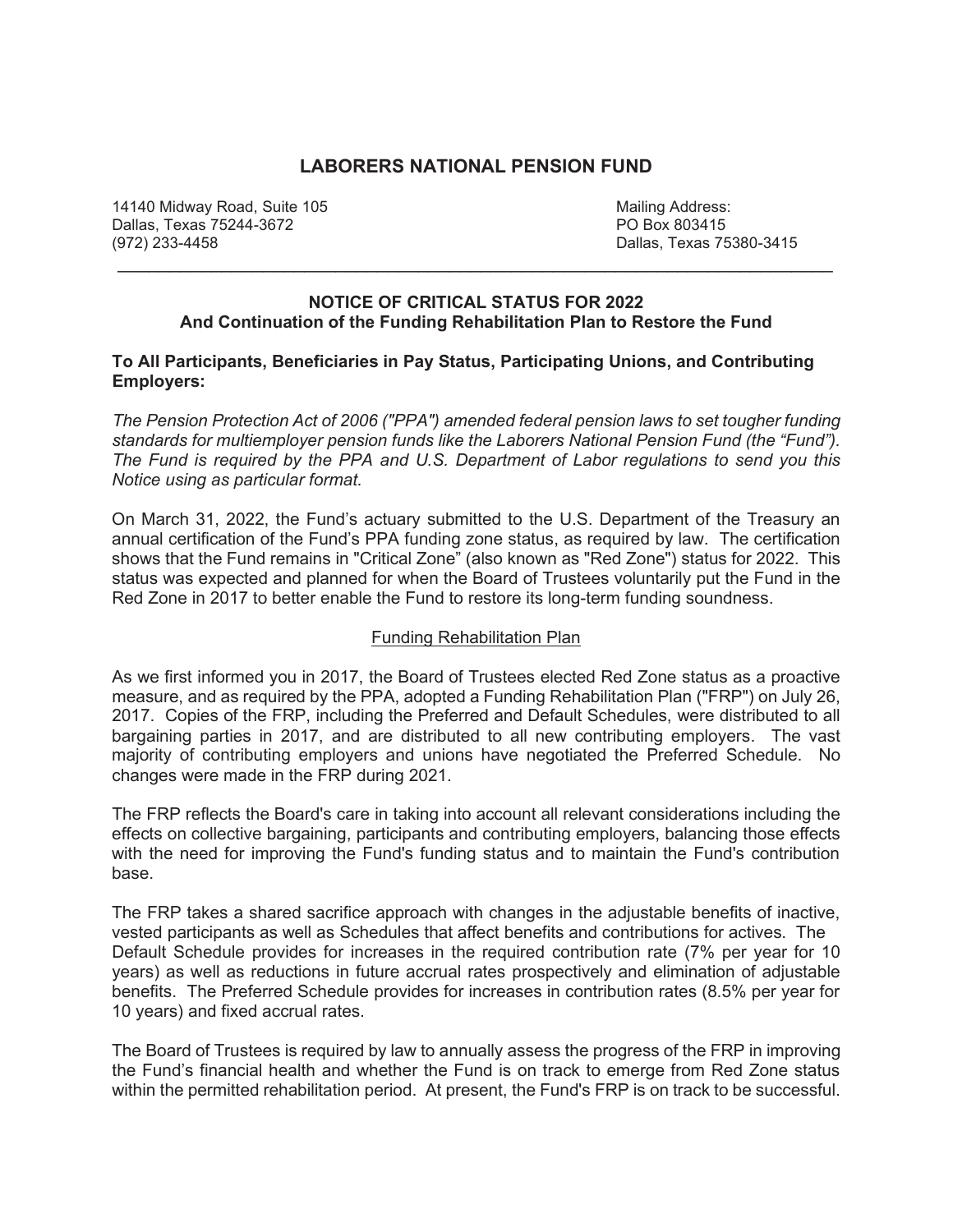# LABORERS NATIONAL PENSION FUND

14140 Midway Road, Suite 105
Dallas, Texas 75244-3672
(972) 233-4458

Mailing Address:
PO Box 803415
Dallas, Texas 75380-3415

---

**NOTICE OF CRITICAL STATUS FOR 2022**
**And Continuation of the Funding Rehabilitation Plan to Restore the Fund**

**To All Participants, Beneficiaries in Pay Status, Participating Unions, and Contributing Employers:**

*The Pension Protection Act of 2006 ("PPA") amended federal pension laws to set tougher funding standards for multiemployer pension funds like the Laborers National Pension Fund (the "Fund"). The Fund is required by the PPA and U.S. Department of Labor regulations to send you this Notice using as particular format.*

On March 31, 2022, the Fund's actuary submitted to the U.S. Department of the Treasury an annual certification of the Fund's PPA funding zone status, as required by law. The certification shows that the Fund remains in "Critical Zone" (also known as "Red Zone") status for 2022. This status was expected and planned for when the Board of Trustees voluntarily put the Fund in the Red Zone in 2017 to better enable the Fund to restore its long-term funding soundness.

## Funding Rehabilitation Plan

As we first informed you in 2017, the Board of Trustees elected Red Zone status as a proactive measure, and as required by the PPA, adopted a Funding Rehabilitation Plan ("FRP") on July 26, 2017. Copies of the FRP, including the Preferred and Default Schedules, were distributed to all bargaining parties in 2017, and are distributed to all new contributing employers. The vast majority of contributing employers and unions have negotiated the Preferred Schedule. No changes were made in the FRP during 2021.

The FRP reflects the Board's care in taking into account all relevant considerations including the effects on collective bargaining, participants and contributing employers, balancing those effects with the need for improving the Fund's funding status and to maintain the Fund's contribution base.

The FRP takes a shared sacrifice approach with changes in the adjustable benefits of inactive, vested participants as well as Schedules that affect benefits and contributions for actives. The Default Schedule provides for increases in the required contribution rate (7% per year for 10 years) as well as reductions in future accrual rates prospectively and elimination of adjustable benefits. The Preferred Schedule provides for increases in contribution rates (8.5% per year for 10 years) and fixed accrual rates.

The Board of Trustees is required by law to annually assess the progress of the FRP in improving the Fund's financial health and whether the Fund is on track to emerge from Red Zone status within the permitted rehabilitation period. At present, the Fund's FRP is on track to be successful.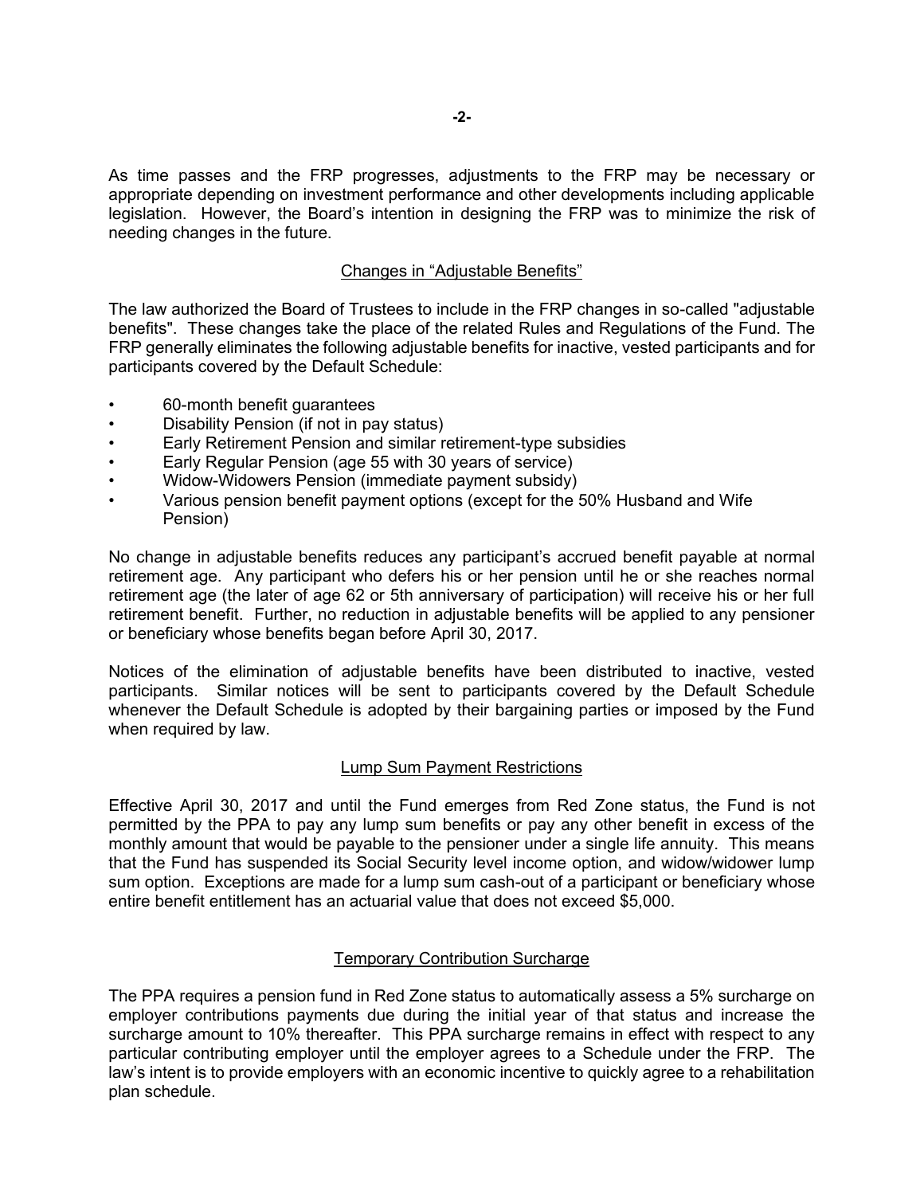As time passes and the FRP progresses, adjustments to the FRP may be necessary or appropriate depending on investment performance and other developments including applicable legislation. However, the Board's intention in designing the FRP was to minimize the risk of needing changes in the future.

## Changes in "Adjustable Benefits"

The law authorized the Board of Trustees to include in the FRP changes in so-called "adjustable benefits". These changes take the place of the related Rules and Regulations of the Fund. The FRP generally eliminates the following adjustable benefits for inactive, vested participants and for participants covered by the Default Schedule:

- 60-month benefit guarantees
- Disability Pension (if not in pay status)
- Early Retirement Pension and similar retirement-type subsidies
- Early Regular Pension (age 55 with 30 years of service)
- Widow-Widowers Pension (immediate payment subsidy)
- Various pension benefit payment options (except for the 50% Husband and Wife Pension)

No change in adjustable benefits reduces any participant's accrued benefit payable at normal retirement age. Any participant who defers his or her pension until he or she reaches normal retirement age (the later of age 62 or 5th anniversary of participation) will receive his or her full retirement benefit. Further, no reduction in adjustable benefits will be applied to any pensioner or beneficiary whose benefits began before April 30, 2017.

Notices of the elimination of adjustable benefits have been distributed to inactive, vested participants. Similar notices will be sent to participants covered by the Default Schedule whenever the Default Schedule is adopted by their bargaining parties or imposed by the Fund when required by law.

## Lump Sum Payment Restrictions

Effective April 30, 2017 and until the Fund emerges from Red Zone status, the Fund is not permitted by the PPA to pay any lump sum benefits or pay any other benefit in excess of the monthly amount that would be payable to the pensioner under a single life annuity. This means that the Fund has suspended its Social Security level income option, and widow/widower lump sum option. Exceptions are made for a lump sum cash-out of a participant or beneficiary whose entire benefit entitlement has an actuarial value that does not exceed $5,000.

## Temporary Contribution Surcharge

The PPA requires a pension fund in Red Zone status to automatically assess a 5% surcharge on employer contributions payments due during the initial year of that status and increase the surcharge amount to 10% thereafter. This PPA surcharge remains in effect with respect to any particular contributing employer until the employer agrees to a Schedule under the FRP. The law's intent is to provide employers with an economic incentive to quickly agree to a rehabilitation plan schedule.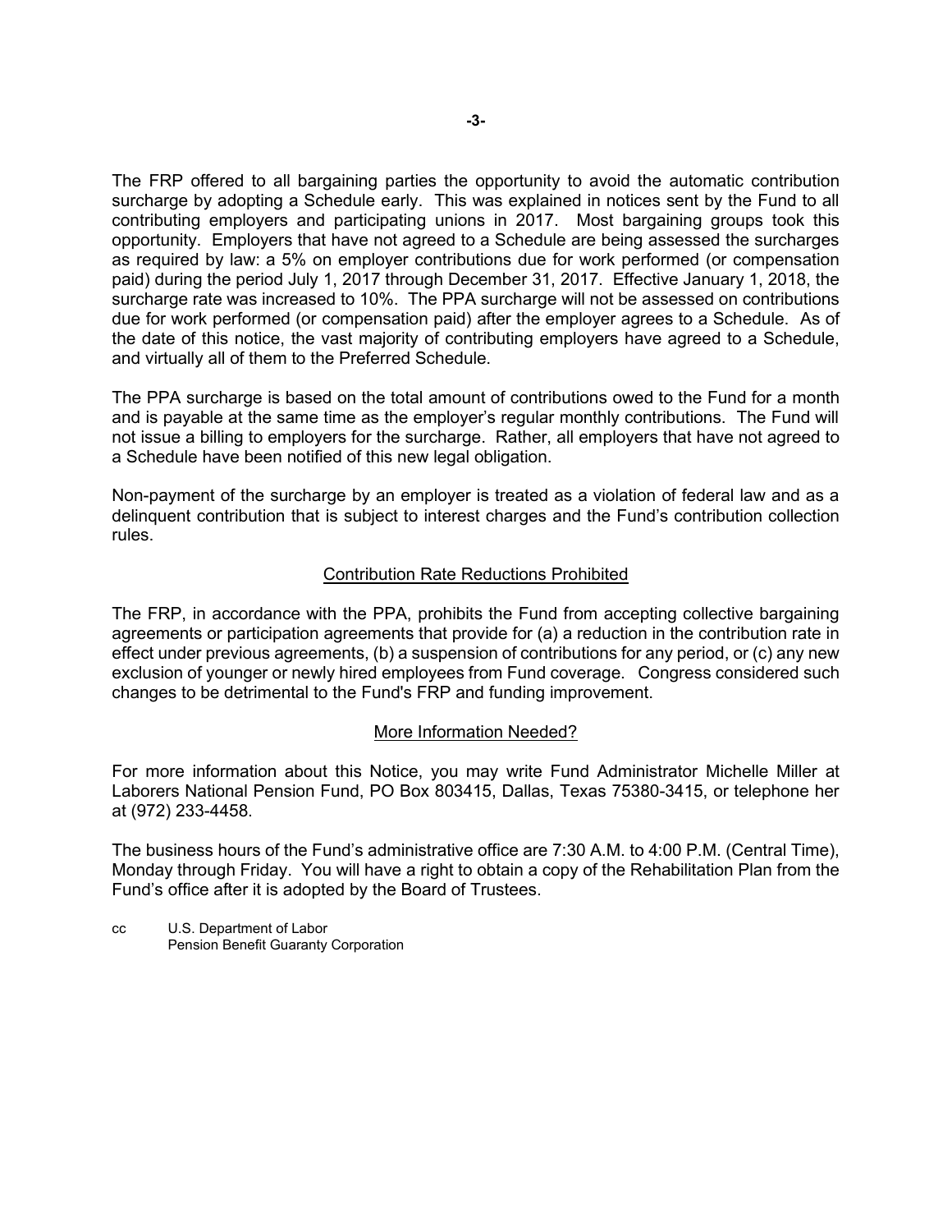The FRP offered to all bargaining parties the opportunity to avoid the automatic contribution surcharge by adopting a Schedule early. This was explained in notices sent by the Fund to all contributing employers and participating unions in 2017. Most bargaining groups took this opportunity. Employers that have not agreed to a Schedule are being assessed the surcharges as required by law: a 5% on employer contributions due for work performed (or compensation paid) during the period July 1, 2017 through December 31, 2017. Effective January 1, 2018, the surcharge rate was increased to 10%. The PPA surcharge will not be assessed on contributions due for work performed (or compensation paid) after the employer agrees to a Schedule. As of the date of this notice, the vast majority of contributing employers have agreed to a Schedule, and virtually all of them to the Preferred Schedule.

The PPA surcharge is based on the total amount of contributions owed to the Fund for a month and is payable at the same time as the employer's regular monthly contributions. The Fund will not issue a billing to employers for the surcharge. Rather, all employers that have not agreed to a Schedule have been notified of this new legal obligation.

Non-payment of the surcharge by an employer is treated as a violation of federal law and as a delinquent contribution that is subject to interest charges and the Fund's contribution collection rules.

## Contribution Rate Reductions Prohibited

The FRP, in accordance with the PPA, prohibits the Fund from accepting collective bargaining agreements or participation agreements that provide for (a) a reduction in the contribution rate in effect under previous agreements, (b) a suspension of contributions for any period, or (c) any new exclusion of younger or newly hired employees from Fund coverage. Congress considered such changes to be detrimental to the Fund's FRP and funding improvement.

## More Information Needed?

For more information about this Notice, you may write Fund Administrator Michelle Miller at Laborers National Pension Fund, PO Box 803415, Dallas, Texas 75380-3415, or telephone her at (972) 233-4458.

The business hours of the Fund's administrative office are 7:30 A.M. to 4:00 P.M. (Central Time), Monday through Friday. You will have a right to obtain a copy of the Rehabilitation Plan from the Fund's office after it is adopted by the Board of Trustees.

cc U.S. Department of Labor
Pension Benefit Guaranty Corporation